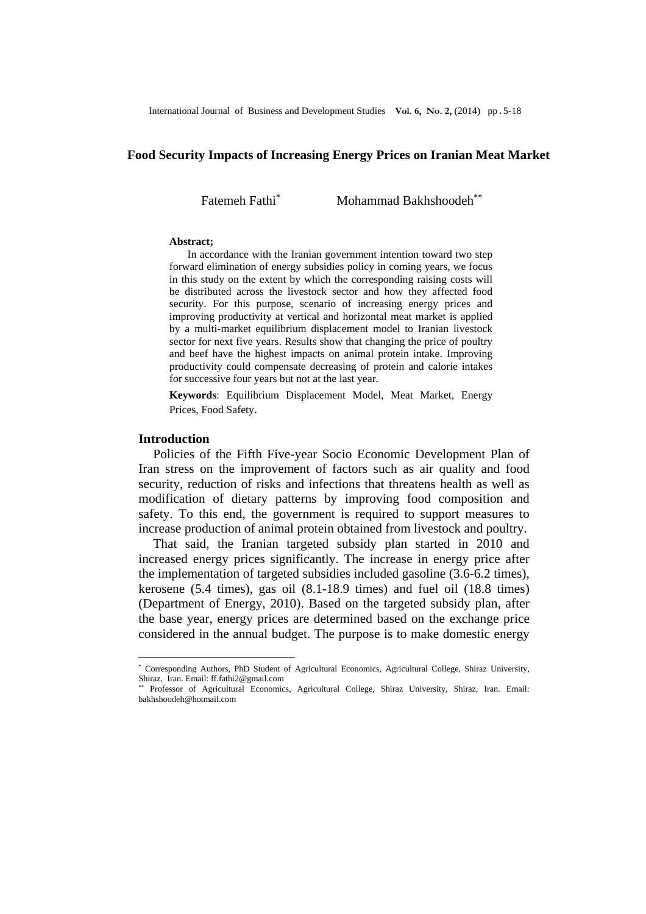# Food Security Impacts of Increasing Energy Prices on Iranian Meat Market

Fatemeh Fathi[*] Mohammad Bakhshoodeh[**]

**Abstract;**

In accordance with the Iranian government intention toward two step forward elimination of energy subsidies policy in coming years, we focus in this study on the extent by which the corresponding raising costs will be distributed across the livestock sector and how they affected food security. For this purpose, scenario of increasing energy prices and improving productivity at vertical and horizontal meat market is applied by a multi-market equilibrium displacement model to Iranian livestock sector for next five years. Results show that changing the price of poultry and beef have the highest impacts on animal protein intake. Improving productivity could compensate decreasing of protein and calorie intakes for successive four years but not at the last year.

**Keywords**: Equilibrium Displacement Model, Meat Market, Energy Prices, Food Safety.

## Introduction

Policies of the Fifth Five-year Socio Economic Development Plan of Iran stress on the improvement of factors such as air quality and food security, reduction of risks and infections that threatens health as well as modification of dietary patterns by improving food composition and safety. To this end, the government is required to support measures to increase production of animal protein obtained from livestock and poultry.

That said, the Iranian targeted subsidy plan started in 2010 and increased energy prices significantly. The increase in energy price after the implementation of targeted subsidies included gasoline (3.6-6.2 times), kerosene (5.4 times), gas oil (8.1-18.9 times) and fuel oil (18.8 times) (Department of Energy, 2010). Based on the targeted subsidy plan, after the base year, energy prices are determined based on the exchange price considered in the annual budget. The purpose is to make domestic energy

---

[*] Corresponding Authors, PhD Student of Agricultural Economics, Agricultural College, Shiraz University, Shiraz, Iran. Email: ff.fathi2@gmail.com

[**] Professor of Agricultural Economics, Agricultural College, Shiraz University, Shiraz, Iran. Email: bakhshoodeh@hotmail.com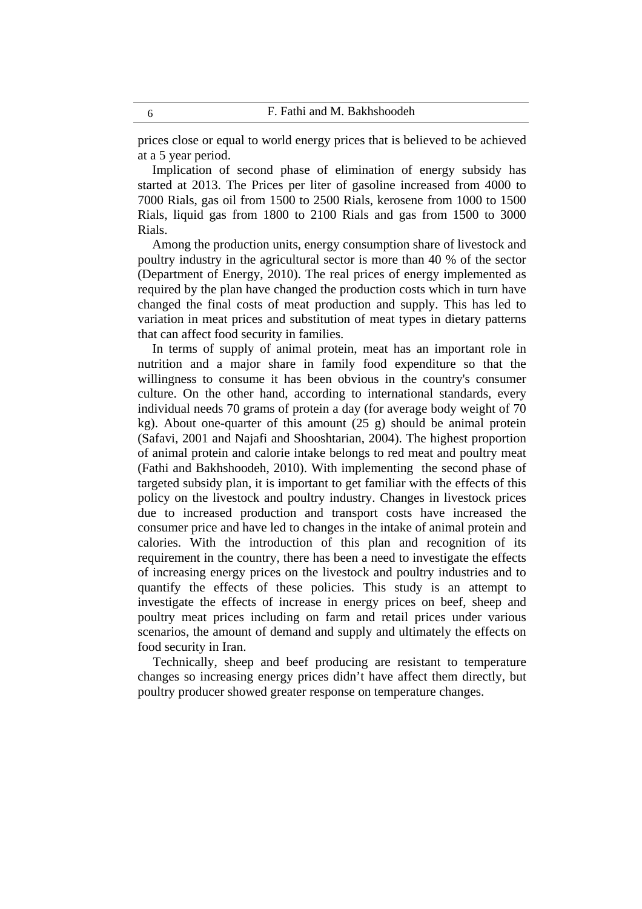prices close or equal to world energy prices that is believed to be achieved at a 5 year period.

Implication of second phase of elimination of energy subsidy has started at 2013. The Prices per liter of gasoline increased from 4000 to 7000 Rials, gas oil from 1500 to 2500 Rials, kerosene from 1000 to 1500 Rials, liquid gas from 1800 to 2100 Rials and gas from 1500 to 3000 Rials.

Among the production units, energy consumption share of livestock and poultry industry in the agricultural sector is more than 40 % of the sector (Department of Energy, 2010). The real prices of energy implemented as required by the plan have changed the production costs which in turn have changed the final costs of meat production and supply. This has led to variation in meat prices and substitution of meat types in dietary patterns that can affect food security in families.

In terms of supply of animal protein, meat has an important role in nutrition and a major share in family food expenditure so that the willingness to consume it has been obvious in the country's consumer culture. On the other hand, according to international standards, every individual needs 70 grams of protein a day (for average body weight of 70 kg). About one-quarter of this amount (25 g) should be animal protein (Safavi, 2001 and Najafi and Shooshtarian, 2004). The highest proportion of animal protein and calorie intake belongs to red meat and poultry meat (Fathi and Bakhshoodeh, 2010). With implementing the second phase of targeted subsidy plan, it is important to get familiar with the effects of this policy on the livestock and poultry industry. Changes in livestock prices due to increased production and transport costs have increased the consumer price and have led to changes in the intake of animal protein and calories. With the introduction of this plan and recognition of its requirement in the country, there has been a need to investigate the effects of increasing energy prices on the livestock and poultry industries and to quantify the effects of these policies. This study is an attempt to investigate the effects of increase in energy prices on beef, sheep and poultry meat prices including on farm and retail prices under various scenarios, the amount of demand and supply and ultimately the effects on food security in Iran.

Technically, sheep and beef producing are resistant to temperature changes so increasing energy prices didn't have affect them directly, but poultry producer showed greater response on temperature changes.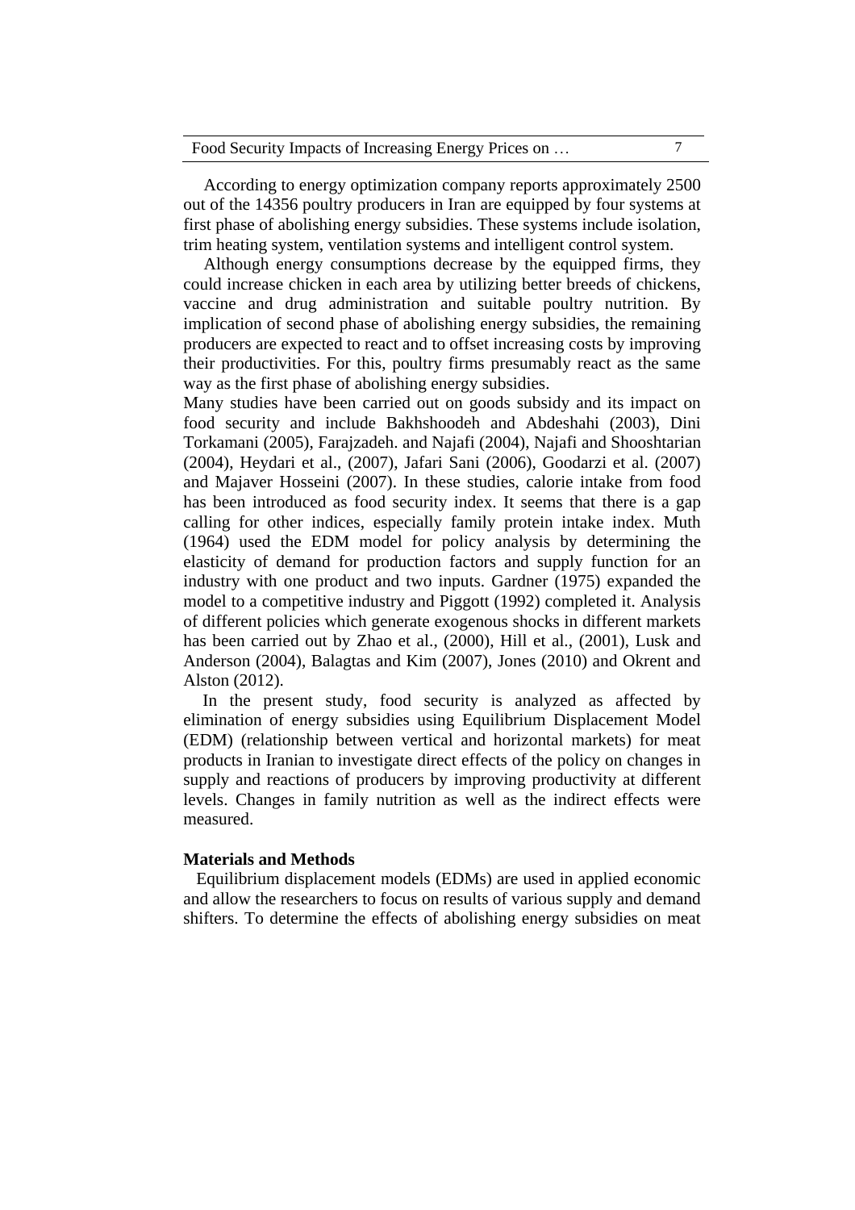According to energy optimization company reports approximately 2500 out of the 14356 poultry producers in Iran are equipped by four systems at first phase of abolishing energy subsidies. These systems include isolation, trim heating system, ventilation systems and intelligent control system.

Although energy consumptions decrease by the equipped firms, they could increase chicken in each area by utilizing better breeds of chickens, vaccine and drug administration and suitable poultry nutrition. By implication of second phase of abolishing energy subsidies, the remaining producers are expected to react and to offset increasing costs by improving their productivities. For this, poultry firms presumably react as the same way as the first phase of abolishing energy subsidies.

Many studies have been carried out on goods subsidy and its impact on food security and include Bakhshoodeh and Abdeshahi (2003), Dini Torkamani (2005), Farajzadeh. and Najafi (2004), Najafi and Shooshtarian (2004), Heydari et al., (2007), Jafari Sani (2006), Goodarzi et al. (2007) and Majaver Hosseini (2007). In these studies, calorie intake from food has been introduced as food security index. It seems that there is a gap calling for other indices, especially family protein intake index. Muth (1964) used the EDM model for policy analysis by determining the elasticity of demand for production factors and supply function for an industry with one product and two inputs. Gardner (1975) expanded the model to a competitive industry and Piggott (1992) completed it. Analysis of different policies which generate exogenous shocks in different markets has been carried out by Zhao et al., (2000), Hill et al., (2001), Lusk and Anderson (2004), Balagtas and Kim (2007), Jones (2010) and Okrent and Alston (2012).

In the present study, food security is analyzed as affected by elimination of energy subsidies using Equilibrium Displacement Model (EDM) (relationship between vertical and horizontal markets) for meat products in Iranian to investigate direct effects of the policy on changes in supply and reactions of producers by improving productivity at different levels. Changes in family nutrition as well as the indirect effects were measured.

## Materials and Methods

Equilibrium displacement models (EDMs) are used in applied economic and allow the researchers to focus on results of various supply and demand shifters. To determine the effects of abolishing energy subsidies on meat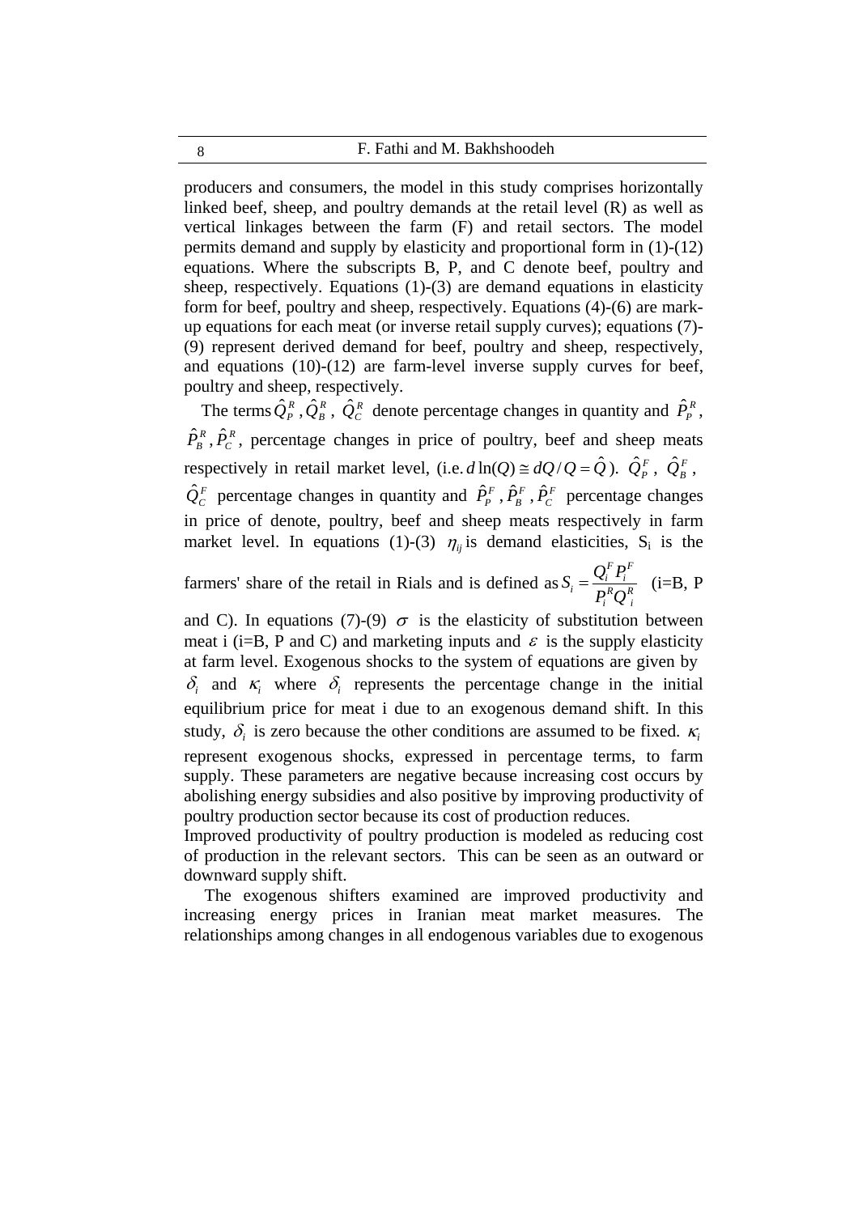producers and consumers, the model in this study comprises horizontally linked beef, sheep, and poultry demands at the retail level (R) as well as vertical linkages between the farm (F) and retail sectors. The model permits demand and supply by elasticity and proportional form in (1)-(12) equations. Where the subscripts B, P, and C denote beef, poultry and sheep, respectively. Equations (1)-(3) are demand equations in elasticity form for beef, poultry and sheep, respectively. Equations (4)-(6) are mark-up equations for each meat (or inverse retail supply curves); equations (7)-(9) represent derived demand for beef, poultry and sheep, respectively, and equations (10)-(12) are farm-level inverse supply curves for beef, poultry and sheep, respectively.

The terms $\hat{Q}_P^R$ , $\hat{Q}_B^R$ , $\hat{Q}_C^R$ denote percentage changes in quantity and $\hat{P}_P^R$, $\hat{P}_B^R$, $\hat{P}_C^R$, percentage changes in price of poultry, beef and sheep meats respectively in retail market level, (i.e. $d\ln(Q) \cong dQ/Q = \hat{Q}$ ). $\hat{Q}_P^F$ , $\hat{Q}_B^F$ , $\hat{Q}_C^F$ percentage changes in quantity and $\hat{P}_P^F$ , $\hat{P}_B^F$ , $\hat{P}_C^F$ percentage changes in price of denote, poultry, beef and sheep meats respectively in farm market level. In equations (1)-(3) $\eta_{ij}$ is demand elasticities, $S_i$ is the farmers' share of the retail in Rials and is defined as $S_i = \dfrac{Q_i^F P_i^F}{P_i^R Q_i^R}$ (i=B, P and C). In equations (7)-(9) $\sigma$ is the elasticity of substitution between meat i (i=B, P and C) and marketing inputs and $\varepsilon$ is the supply elasticity at farm level. Exogenous shocks to the system of equations are given by $\delta_i$ and $\kappa_i$ where $\delta_i$ represents the percentage change in the initial equilibrium price for meat i due to an exogenous demand shift. In this study, $\delta_i$ is zero because the other conditions are assumed to be fixed. $\kappa_i$ represent exogenous shocks, expressed in percentage terms, to farm supply. These parameters are negative because increasing cost occurs by abolishing energy subsidies and also positive by improving productivity of poultry production sector because its cost of production reduces.

Improved productivity of poultry production is modeled as reducing cost of production in the relevant sectors. This can be seen as an outward or downward supply shift.

The exogenous shifters examined are improved productivity and increasing energy prices in Iranian meat market measures. The relationships among changes in all endogenous variables due to exogenous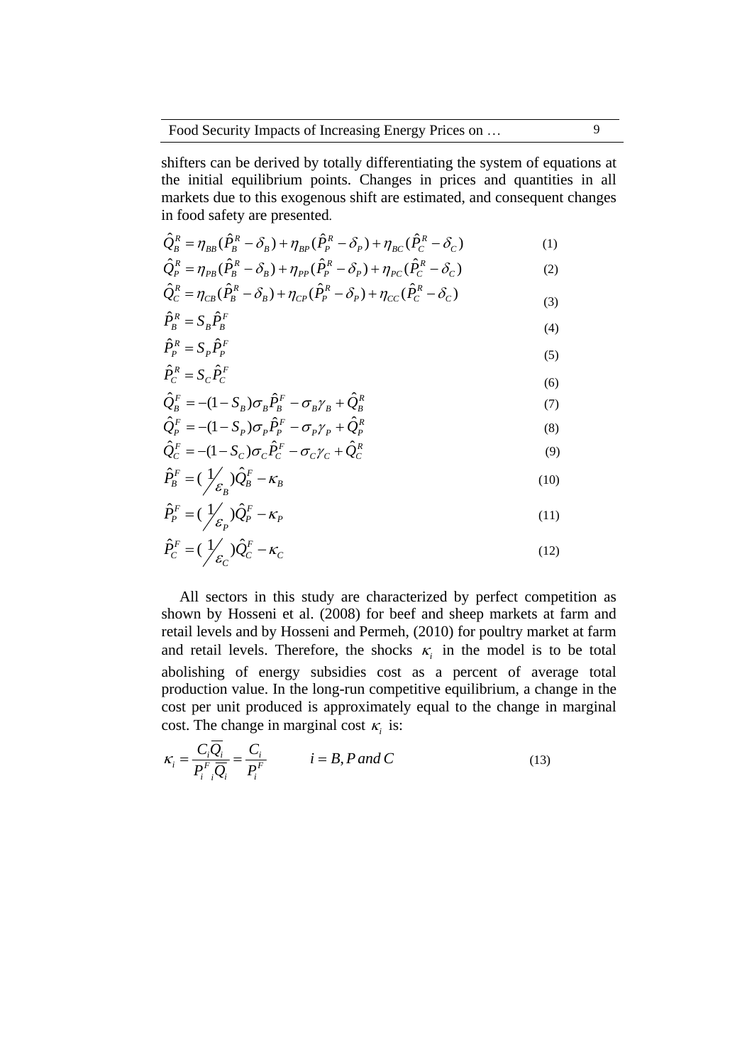shifters can be derived by totally differentiating the system of equations at the initial equilibrium points. Changes in prices and quantities in all markets due to this exogenous shift are estimated, and consequent changes in food safety are presented.

$$\hat{Q}_B^R = \eta_{BB}(\hat{P}_B^R - \delta_B) + \eta_{BP}(\hat{P}_P^R - \delta_P) + \eta_{BC}(\hat{P}_C^R - \delta_C) \tag{1}$$

$$\hat{Q}_P^R = \eta_{PB}(\hat{P}_B^R - \delta_B) + \eta_{PP}(\hat{P}_P^R - \delta_P) + \eta_{PC}(\hat{P}_C^R - \delta_C) \tag{2}$$

$$\hat{Q}_C^R = \eta_{CB}(\hat{P}_B^R - \delta_B) + \eta_{CP}(\hat{P}_P^R - \delta_P) + \eta_{CC}(\hat{P}_C^R - \delta_C) \tag{3}$$

$$\hat{P}_B^R = S_B \hat{P}_B^F \tag{4}$$

$$\hat{P}_P^R = S_P \hat{P}_P^F \tag{5}$$

$$\hat{P}_C^R = S_C \hat{P}_C^F \tag{6}$$

$$\hat{Q}_B^F = -(1 - S_B)\sigma_B \hat{P}_B^F - \sigma_B \gamma_B + \hat{Q}_B^R \tag{7}$$

$$\hat{Q}_P^F = -(1 - S_P)\sigma_P \hat{P}_P^F - \sigma_P \gamma_P + \hat{Q}_P^R \tag{8}$$

$$\hat{Q}_C^F = -(1 - S_C)\sigma_C \hat{P}_C^F - \sigma_C \gamma_C + \hat{Q}_C^R \tag{9}$$

$$\hat{P}_B^F = (1/\varepsilon_B)\hat{Q}_B^F - \kappa_B \tag{10}$$

$$\hat{P}_P^F = (1/\varepsilon_P)\hat{Q}_P^F - \kappa_P \tag{11}$$

$$\hat{P}_C^F = (1/\varepsilon_C)\hat{Q}_C^F - \kappa_C \tag{12}$$

All sectors in this study are characterized by perfect competition as shown by Hosseni et al. (2008) for beef and sheep markets at farm and retail levels and by Hosseni and Permeh, (2010) for poultry market at farm and retail levels. Therefore, the shocks $\kappa_i$ in the model is to be total abolishing of energy subsidies cost as a percent of average total production value. In the long-run competitive equilibrium, a change in the cost per unit produced is approximately equal to the change in marginal cost. The change in marginal cost $\kappa_i$ is:

$$\kappa_i = \frac{C_i \overline{Q_i}}{P_i^F \overline{Q_i}} = \frac{C_i}{P_i^F} \qquad i = B, P \; and \; C \tag{13}$$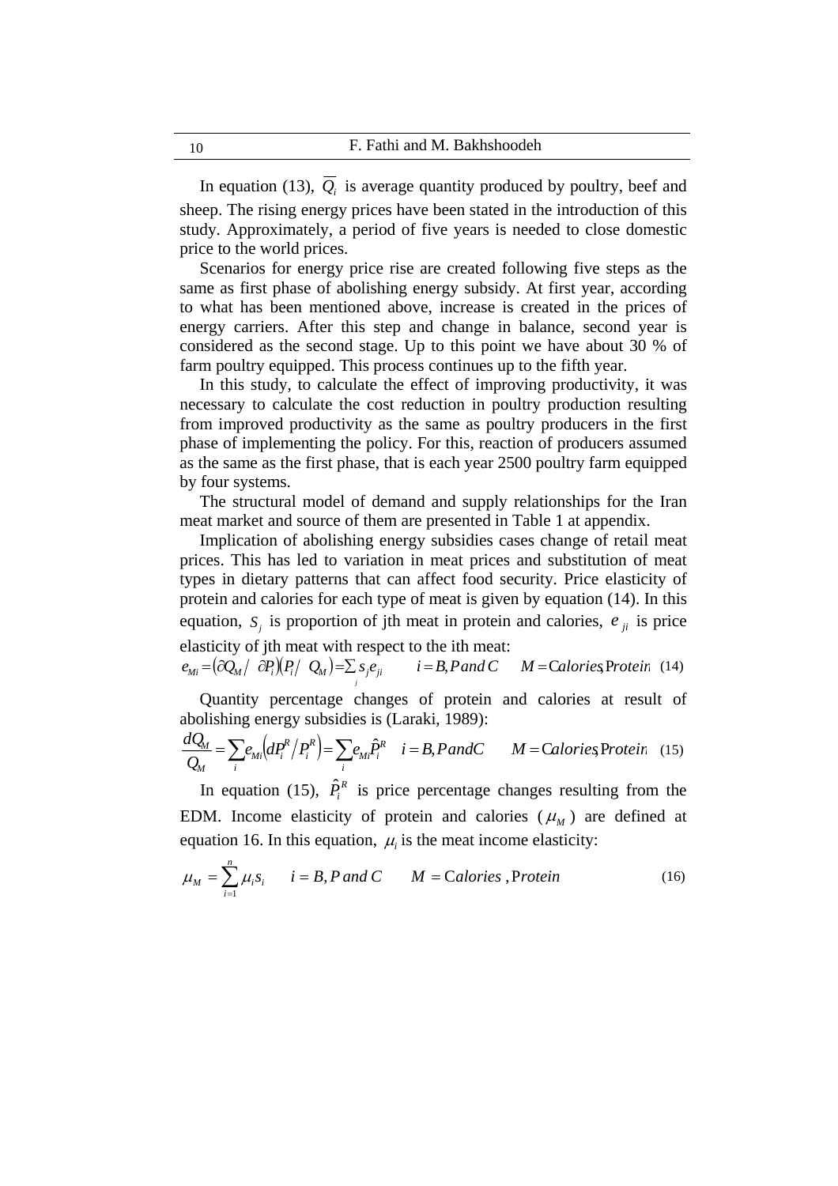In equation (13), $\overline{Q_i}$ is average quantity produced by poultry, beef and sheep. The rising energy prices have been stated in the introduction of this study. Approximately, a period of five years is needed to close domestic price to the world prices.

Scenarios for energy price rise are created following five steps as the same as first phase of abolishing energy subsidy. At first year, according to what has been mentioned above, increase is created in the prices of energy carriers. After this step and change in balance, second year is considered as the second stage. Up to this point we have about 30 % of farm poultry equipped. This process continues up to the fifth year.

In this study, to calculate the effect of improving productivity, it was necessary to calculate the cost reduction in poultry production resulting from improved productivity as the same as poultry producers in the first phase of implementing the policy. For this, reaction of producers assumed as the same as the first phase, that is each year 2500 poultry farm equipped by four systems.

The structural model of demand and supply relationships for the Iran meat market and source of them are presented in Table 1 at appendix.

Implication of abolishing energy subsidies cases change of retail meat prices. This has led to variation in meat prices and substitution of meat types in dietary patterns that can affect food security. Price elasticity of protein and calories for each type of meat is given by equation (14). In this equation, $S_j$ is proportion of jth meat in protein and calories, $e_{ji}$ is price elasticity of jth meat with respect to the ith meat:

$$e_{Mi} = \left(\partial Q_M / \partial P_i\right)\left(P_i / Q_M\right) = \sum_j s_j e_{ji} \qquad i = B, P\, and\, C \qquad M = \text{Calories}, \text{Protein} \quad (14)$$

Quantity percentage changes of protein and calories at result of abolishing energy subsidies is (Laraki, 1989):

$$\frac{dQ_M}{Q_M} = \sum_i e_{Mi}\left(dP_i^R / P_i^R\right) = \sum_i e_{Mi}\hat{P}_i^R \quad i = B, P\, and C \qquad M = \text{Calories}, \text{Protein} \quad (15)$$

In equation (15), $\hat{P}_i^R$ is price percentage changes resulting from the EDM. Income elasticity of protein and calories ($\mu_M$) are defined at equation 16. In this equation, $\mu_i$ is the meat income elasticity:

$$\mu_M = \sum_{i=1}^{n} \mu_i s_i \qquad i = B, P\ and\ C \qquad M = \text{Calories}, \text{Protein} \quad (16)$$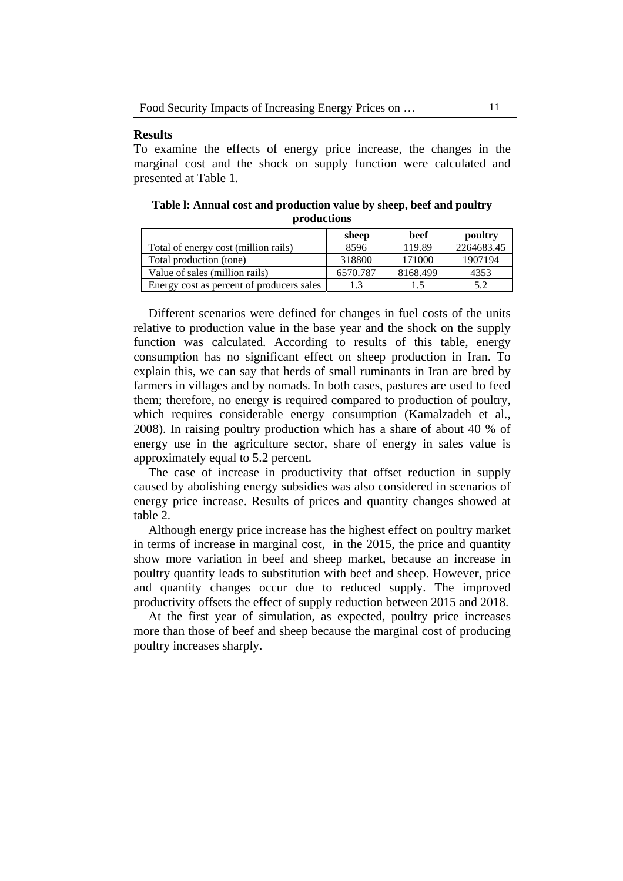## Results

To examine the effects of energy price increase, the changes in the marginal cost and the shock on supply function were calculated and presented at Table 1.

**Table l: Annual cost and production value by sheep, beef and poultry productions**

| | sheep | beef | poultry |
|---|---|---|---|
| Total of energy cost (million rails) | 8596 | 119.89 | 2264683.45 |
| Total production (tone) | 318800 | 171000 | 1907194 |
| Value of sales (million rails) | 6570.787 | 8168.499 | 4353 |
| Energy cost as percent of producers sales | 1.3 | 1.5 | 5.2 |

Different scenarios were defined for changes in fuel costs of the units relative to production value in the base year and the shock on the supply function was calculated. According to results of this table, energy consumption has no significant effect on sheep production in Iran. To explain this, we can say that herds of small ruminants in Iran are bred by farmers in villages and by nomads. In both cases, pastures are used to feed them; therefore, no energy is required compared to production of poultry, which requires considerable energy consumption (Kamalzadeh et al., 2008). In raising poultry production which has a share of about 40 % of energy use in the agriculture sector, share of energy in sales value is approximately equal to 5.2 percent.

The case of increase in productivity that offset reduction in supply caused by abolishing energy subsidies was also considered in scenarios of energy price increase. Results of prices and quantity changes showed at table 2.

Although energy price increase has the highest effect on poultry market in terms of increase in marginal cost, in the 2015, the price and quantity show more variation in beef and sheep market, because an increase in poultry quantity leads to substitution with beef and sheep. However, price and quantity changes occur due to reduced supply. The improved productivity offsets the effect of supply reduction between 2015 and 2018.

At the first year of simulation, as expected, poultry price increases more than those of beef and sheep because the marginal cost of producing poultry increases sharply.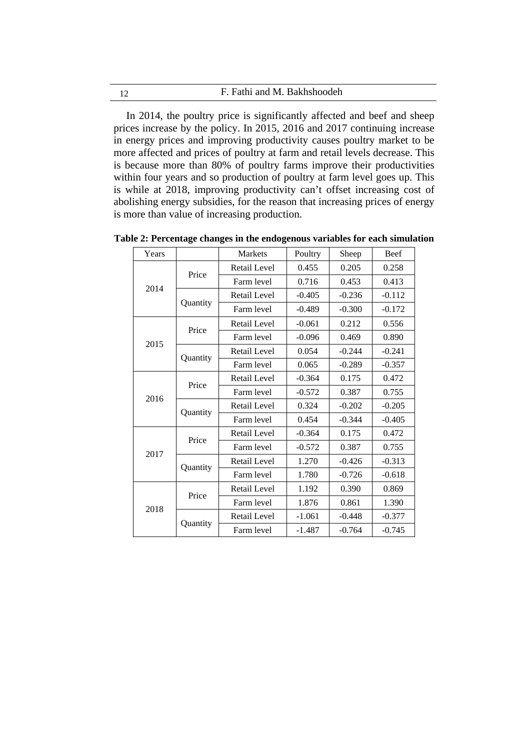In 2014, the poultry price is significantly affected and beef and sheep prices increase by the policy. In 2015, 2016 and 2017 continuing increase in energy prices and improving productivity causes poultry market to be more affected and prices of poultry at farm and retail levels decrease. This is because more than 80% of poultry farms improve their productivities within four years and so production of poultry at farm level goes up. This is while at 2018, improving productivity can't offset increasing cost of abolishing energy subsidies, for the reason that increasing prices of energy is more than value of increasing production.

**Table 2: Percentage changes in the endogenous variables for each simulation**

| Years | | Markets | Poultry | Sheep | Beef |
|---|---|---|---|---|---|
| 2014 | Price | Retail Level | 0.455 | 0.205 | 0.258 |
| | | Farm level | 0.716 | 0.453 | 0.413 |
| | Quantity | Retail Level | -0.405 | -0.236 | -0.112 |
| | | Farm level | -0.489 | -0.300 | -0.172 |
| 2015 | Price | Retail Level | -0.061 | 0.212 | 0.556 |
| | | Farm level | -0.096 | 0.469 | 0.890 |
| | Quantity | Retail Level | 0.054 | -0.244 | -0.241 |
| | | Farm level | 0.065 | -0.289 | -0.357 |
| 2016 | Price | Retail Level | -0.364 | 0.175 | 0.472 |
| | | Farm level | -0.572 | 0.387 | 0.755 |
| | Quantity | Retail Level | 0.324 | -0.202 | -0.205 |
| | | Farm level | 0.454 | -0.344 | -0.405 |
| 2017 | Price | Retail Level | -0.364 | 0.175 | 0.472 |
| | | Farm level | -0.572 | 0.387 | 0.755 |
| | Quantity | Retail Level | 1.270 | -0.426 | -0.313 |
| | | Farm level | 1.780 | -0.726 | -0.618 |
| 2018 | Price | Retail Level | 1.192 | 0.390 | 0.869 |
| | | Farm level | 1.876 | 0.861 | 1.390 |
| | Quantity | Retail Level | -1.061 | -0.448 | -0.377 |
| | | Farm level | -1.487 | -0.764 | -0.745 |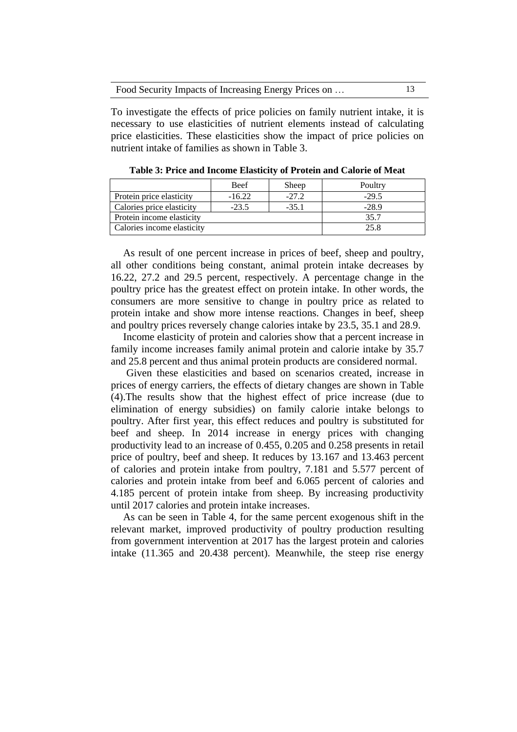To investigate the effects of price policies on family nutrient intake, it is necessary to use elasticities of nutrient elements instead of calculating price elasticities. These elasticities show the impact of price policies on nutrient intake of families as shown in Table 3.

**Table 3: Price and Income Elasticity of Protein and Calorie of Meat**

| | Beef | Sheep | Poultry |
|---|---|---|---|
| Protein price elasticity | -16.22 | -27.2 | -29.5 |
| Calories price elasticity | -23.5 | -35.1 | -28.9 |
| Protein income elasticity | | | 35.7 |
| Calories income elasticity | | | 25.8 |

As result of one percent increase in prices of beef, sheep and poultry, all other conditions being constant, animal protein intake decreases by 16.22, 27.2 and 29.5 percent, respectively. A percentage change in the poultry price has the greatest effect on protein intake. In other words, the consumers are more sensitive to change in poultry price as related to protein intake and show more intense reactions. Changes in beef, sheep and poultry prices reversely change calories intake by 23.5, 35.1 and 28.9.

Income elasticity of protein and calories show that a percent increase in family income increases family animal protein and calorie intake by 35.7 and 25.8 percent and thus animal protein products are considered normal.

Given these elasticities and based on scenarios created, increase in prices of energy carriers, the effects of dietary changes are shown in Table (4).The results show that the highest effect of price increase (due to elimination of energy subsidies) on family calorie intake belongs to poultry. After first year, this effect reduces and poultry is substituted for beef and sheep. In 2014 increase in energy prices with changing productivity lead to an increase of 0.455, 0.205 and 0.258 presents in retail price of poultry, beef and sheep. It reduces by 13.167 and 13.463 percent of calories and protein intake from poultry, 7.181 and 5.577 percent of calories and protein intake from beef and 6.065 percent of calories and 4.185 percent of protein intake from sheep. By increasing productivity until 2017 calories and protein intake increases.

As can be seen in Table 4, for the same percent exogenous shift in the relevant market, improved productivity of poultry production resulting from government intervention at 2017 has the largest protein and calories intake (11.365 and 20.438 percent). Meanwhile, the steep rise energy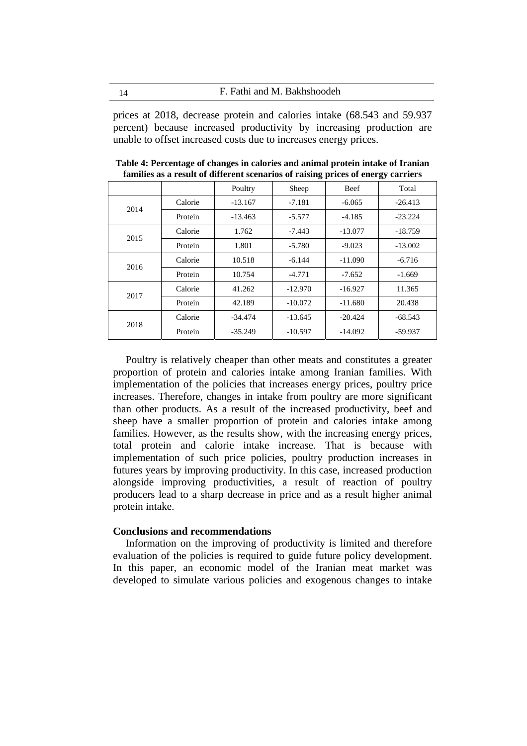prices at 2018, decrease protein and calories intake (68.543 and 59.937 percent) because increased productivity by increasing production are unable to offset increased costs due to increases energy prices.

**Table 4: Percentage of changes in calories and animal protein intake of Iranian families as a result of different scenarios of raising prices of energy carriers**

| | | Poultry | Sheep | Beef | Total |
|---|---|---|---|---|---|
| 2014 | Calorie | -13.167 | -7.181 | -6.065 | -26.413 |
| | Protein | -13.463 | -5.577 | -4.185 | -23.224 |
| 2015 | Calorie | 1.762 | -7.443 | -13.077 | -18.759 |
| | Protein | 1.801 | -5.780 | -9.023 | -13.002 |
| 2016 | Calorie | 10.518 | -6.144 | -11.090 | -6.716 |
| | Protein | 10.754 | -4.771 | -7.652 | -1.669 |
| 2017 | Calorie | 41.262 | -12.970 | -16.927 | 11.365 |
| | Protein | 42.189 | -10.072 | -11.680 | 20.438 |
| 2018 | Calorie | -34.474 | -13.645 | -20.424 | -68.543 |
| | Protein | -35.249 | -10.597 | -14.092 | -59.937 |

Poultry is relatively cheaper than other meats and constitutes a greater proportion of protein and calories intake among Iranian families. With implementation of the policies that increases energy prices, poultry price increases. Therefore, changes in intake from poultry are more significant than other products. As a result of the increased productivity, beef and sheep have a smaller proportion of protein and calories intake among families. However, as the results show, with the increasing energy prices, total protein and calorie intake increase. That is because with implementation of such price policies, poultry production increases in futures years by improving productivity. In this case, increased production alongside improving productivities, a result of reaction of poultry producers lead to a sharp decrease in price and as a result higher animal protein intake.

## Conclusions and recommendations

Information on the improving of productivity is limited and therefore evaluation of the policies is required to guide future policy development. In this paper, an economic model of the Iranian meat market was developed to simulate various policies and exogenous changes to intake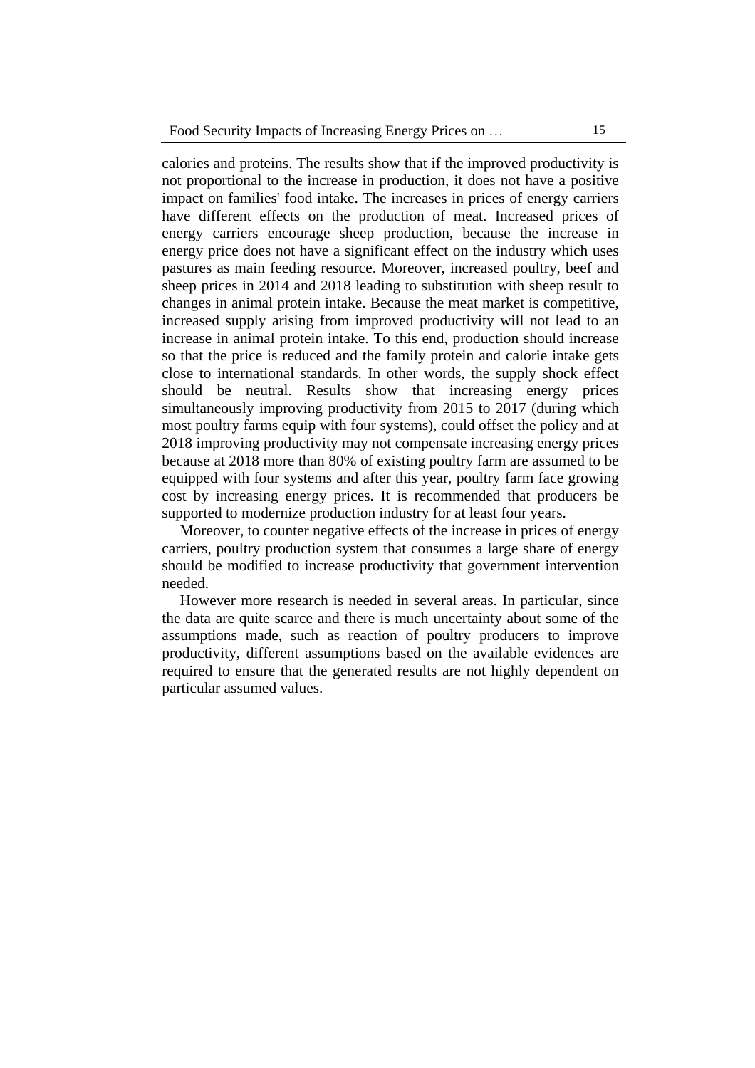calories and proteins. The results show that if the improved productivity is not proportional to the increase in production, it does not have a positive impact on families' food intake. The increases in prices of energy carriers have different effects on the production of meat. Increased prices of energy carriers encourage sheep production, because the increase in energy price does not have a significant effect on the industry which uses pastures as main feeding resource. Moreover, increased poultry, beef and sheep prices in 2014 and 2018 leading to substitution with sheep result to changes in animal protein intake. Because the meat market is competitive, increased supply arising from improved productivity will not lead to an increase in animal protein intake. To this end, production should increase so that the price is reduced and the family protein and calorie intake gets close to international standards. In other words, the supply shock effect should be neutral. Results show that increasing energy prices simultaneously improving productivity from 2015 to 2017 (during which most poultry farms equip with four systems), could offset the policy and at 2018 improving productivity may not compensate increasing energy prices because at 2018 more than 80% of existing poultry farm are assumed to be equipped with four systems and after this year, poultry farm face growing cost by increasing energy prices. It is recommended that producers be supported to modernize production industry for at least four years.

Moreover, to counter negative effects of the increase in prices of energy carriers, poultry production system that consumes a large share of energy should be modified to increase productivity that government intervention needed.

However more research is needed in several areas. In particular, since the data are quite scarce and there is much uncertainty about some of the assumptions made, such as reaction of poultry producers to improve productivity, different assumptions based on the available evidences are required to ensure that the generated results are not highly dependent on particular assumed values.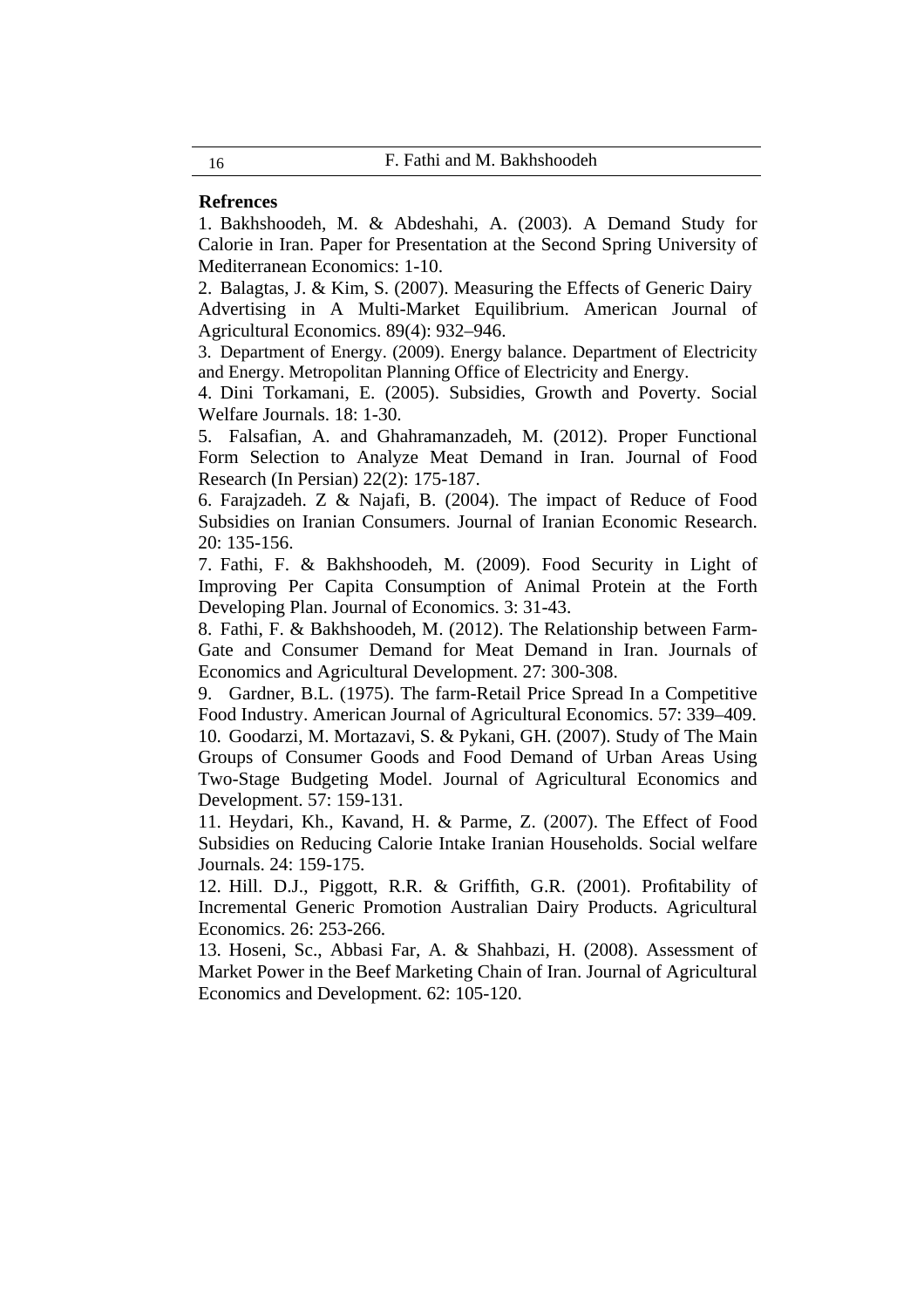**Refrences**

1. Bakhshoodeh, M. & Abdeshahi, A. (2003). A Demand Study for Calorie in Iran. Paper for Presentation at the Second Spring University of Mediterranean Economics: 1-10.
2. Balagtas, J. & Kim, S. (2007). Measuring the Effects of Generic Dairy Advertising in A Multi-Market Equilibrium. American Journal of Agricultural Economics. 89(4): 932–946.
3. Department of Energy. (2009). Energy balance. Department of Electricity and Energy. Metropolitan Planning Office of Electricity and Energy.
4. Dini Torkamani, E. (2005). Subsidies, Growth and Poverty. Social Welfare Journals. 18: 1-30.
5. Falsafian, A. and Ghahramanzadeh, M. (2012). Proper Functional Form Selection to Analyze Meat Demand in Iran. Journal of Food Research (In Persian) 22(2): 175-187.
6. Farajzadeh. Z & Najafi, B. (2004). The impact of Reduce of Food Subsidies on Iranian Consumers. Journal of Iranian Economic Research. 20: 135-156.
7. Fathi, F. & Bakhshoodeh, M. (2009). Food Security in Light of Improving Per Capita Consumption of Animal Protein at the Forth Developing Plan. Journal of Economics. 3: 31-43.
8. Fathi, F. & Bakhshoodeh, M. (2012). The Relationship between Farm-Gate and Consumer Demand for Meat Demand in Iran. Journals of Economics and Agricultural Development. 27: 300-308.
9. Gardner, B.L. (1975). The farm-Retail Price Spread In a Competitive Food Industry. American Journal of Agricultural Economics. 57: 339–409.
10. Goodarzi, M. Mortazavi, S. & Pykani, GH. (2007). Study of The Main Groups of Consumer Goods and Food Demand of Urban Areas Using Two-Stage Budgeting Model. Journal of Agricultural Economics and Development. 57: 159-131.
11. Heydari, Kh., Kavand, H. & Parme, Z. (2007). The Effect of Food Subsidies on Reducing Calorie Intake Iranian Households. Social welfare Journals. 24: 159-175.
12. Hill. D.J., Piggott, R.R. & Griffith, G.R. (2001). Profitability of Incremental Generic Promotion Australian Dairy Products. Agricultural Economics. 26: 253-266.
13. Hoseni, Sc., Abbasi Far, A. & Shahbazi, H. (2008). Assessment of Market Power in the Beef Marketing Chain of Iran. Journal of Agricultural Economics and Development. 62: 105-120.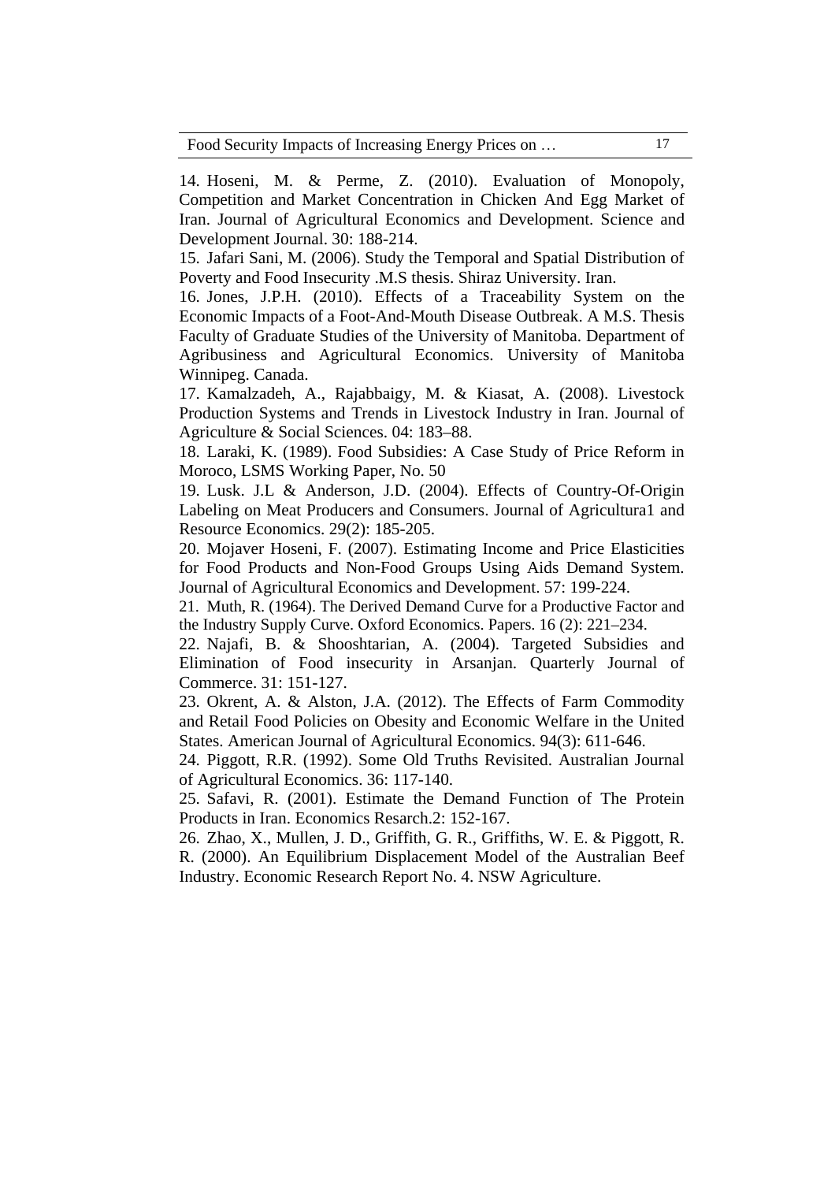14. Hoseni, M. & Perme, Z. (2010). Evaluation of Monopoly, Competition and Market Concentration in Chicken And Egg Market of Iran. Journal of Agricultural Economics and Development. Science and Development Journal. 30: 188-214.

15. Jafari Sani, M. (2006). Study the Temporal and Spatial Distribution of Poverty and Food Insecurity .M.S thesis. Shiraz University. Iran.

16. Jones, J.P.H. (2010). Effects of a Traceability System on the Economic Impacts of a Foot-And-Mouth Disease Outbreak. A M.S. Thesis Faculty of Graduate Studies of the University of Manitoba. Department of Agribusiness and Agricultural Economics. University of Manitoba Winnipeg. Canada.

17. Kamalzadeh, A., Rajabbaigy, M. & Kiasat, A. (2008). Livestock Production Systems and Trends in Livestock Industry in Iran. Journal of Agriculture & Social Sciences. 04: 183–88.

18. Laraki, K. (1989). Food Subsidies: A Case Study of Price Reform in Moroco, LSMS Working Paper, No. 50

19. Lusk. J.L & Anderson, J.D. (2004). Effects of Country-Of-Origin Labeling on Meat Producers and Consumers. Journal of Agricultura1 and Resource Economics. 29(2): 185-205.

20. Mojaver Hoseni, F. (2007). Estimating Income and Price Elasticities for Food Products and Non-Food Groups Using Aids Demand System. Journal of Agricultural Economics and Development. 57: 199-224.

21. Muth, R. (1964). The Derived Demand Curve for a Productive Factor and the Industry Supply Curve. Oxford Economics. Papers. 16 (2): 221–234.

22. Najafi, B. & Shooshtarian, A. (2004). Targeted Subsidies and Elimination of Food insecurity in Arsanjan. Quarterly Journal of Commerce. 31: 151-127.

23. Okrent, A. & Alston, J.A. (2012). The Effects of Farm Commodity and Retail Food Policies on Obesity and Economic Welfare in the United States. American Journal of Agricultural Economics. 94(3): 611-646.

24. Piggott, R.R. (1992). Some Old Truths Revisited. Australian Journal of Agricultural Economics. 36: 117-140.

25. Safavi, R. (2001). Estimate the Demand Function of The Protein Products in Iran. Economics Resarch.2: 152-167.

26. Zhao, X., Mullen, J. D., Griffith, G. R., Griffiths, W. E. & Piggott, R. R. (2000). An Equilibrium Displacement Model of the Australian Beef Industry. Economic Research Report No. 4. NSW Agriculture.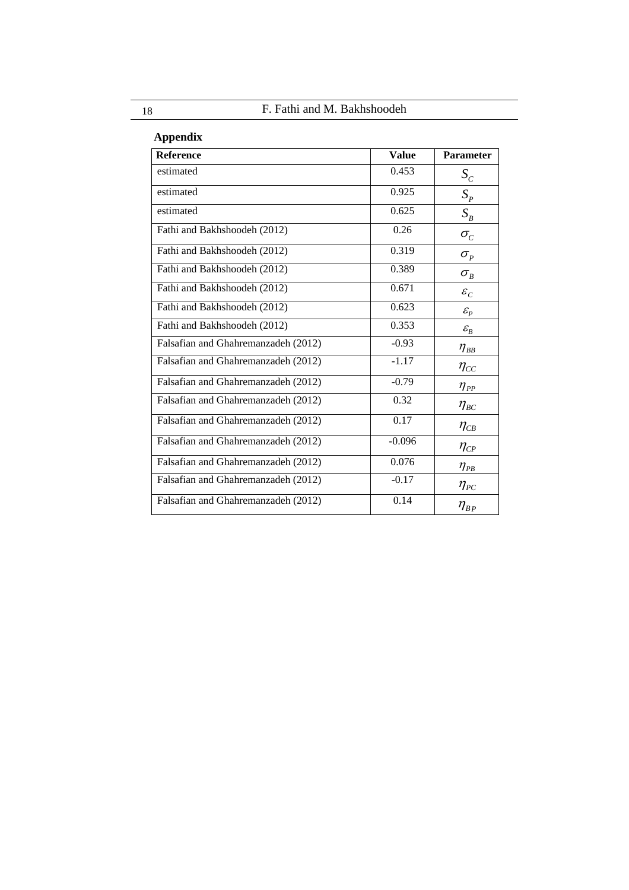## Appendix

| Reference | Value | Parameter |
|---|---|---|
| estimated | 0.453 | $S_C$ |
| estimated | 0.925 | $S_P$ |
| estimated | 0.625 | $S_B$ |
| Fathi and Bakhshoodeh (2012) | 0.26 | $\sigma_C$ |
| Fathi and Bakhshoodeh (2012) | 0.319 | $\sigma_P$ |
| Fathi and Bakhshoodeh (2012) | 0.389 | $\sigma_B$ |
| Fathi and Bakhshoodeh (2012) | 0.671 | $\varepsilon_C$ |
| Fathi and Bakhshoodeh (2012) | 0.623 | $\varepsilon_P$ |
| Fathi and Bakhshoodeh (2012) | 0.353 | $\varepsilon_B$ |
| Falsafian and Ghahremanzadeh (2012) | -0.93 | $\eta_{BB}$ |
| Falsafian and Ghahremanzadeh (2012) | -1.17 | $\eta_{CC}$ |
| Falsafian and Ghahremanzadeh (2012) | -0.79 | $\eta_{PP}$ |
| Falsafian and Ghahremanzadeh (2012) | 0.32 | $\eta_{BC}$ |
| Falsafian and Ghahremanzadeh (2012) | 0.17 | $\eta_{CB}$ |
| Falsafian and Ghahremanzadeh (2012) | -0.096 | $\eta_{CP}$ |
| Falsafian and Ghahremanzadeh (2012) | 0.076 | $\eta_{PB}$ |
| Falsafian and Ghahremanzadeh (2012) | -0.17 | $\eta_{PC}$ |
| Falsafian and Ghahremanzadeh (2012) | 0.14 | $\eta_{BP}$ |